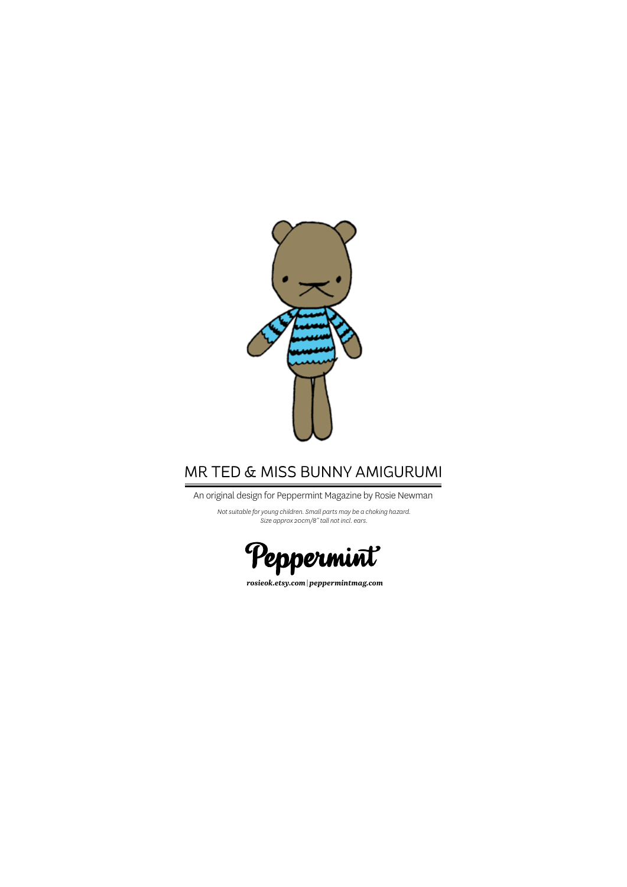# MR TED & MISS BUNNY AMIGURUMI

An original design for Peppermint Magazine by Rosie Newman

*Not suitable for young children. Small parts may be a choking hazard.*
*Size approx 20cm/8" tall not incl. ears.*

Peppermint

***rosieok.etsy.com | peppermintmag.com***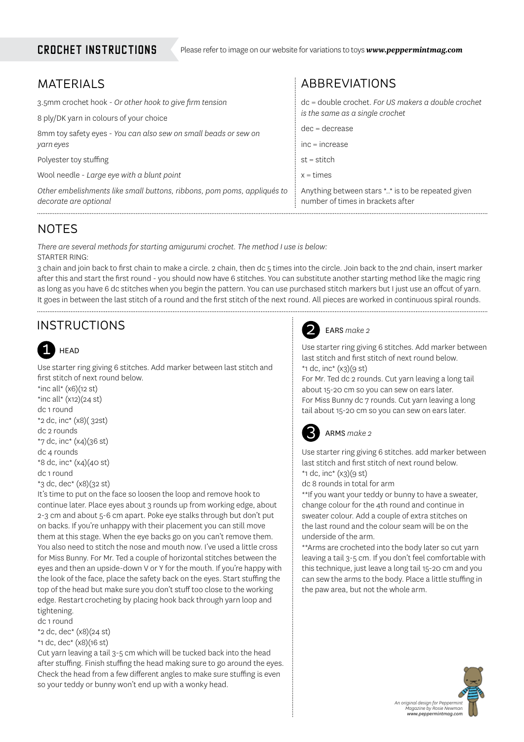# CROCHET INSTRUCTIONS

Please refer to image on our website for variations to toys ***www.peppermintmag.com***

## MATERIALS

3.5mm crochet hook - *Or other hook to give firm tension*

8 ply/DK yarn in colours of your choice

8mm toy safety eyes - *You can also sew on small beads or sew on yarn eyes*

Polyester toy stuffing

Wool needle - *Large eye with a blunt point*

*Other embelishments like small buttons, ribbons, pom poms, appliqués to decorate are optional*

## ABBREVIATIONS

dc = double crochet. *For US makers a double crochet is the same as a single crochet*

dec = decrease

inc = increase

st = stitch

x = times

Anything between stars *..* is to be repeated given number of times in brackets after

## NOTES

*There are several methods for starting amigurumi crochet. The method I use is below:*

STARTER RING:

3 chain and join back to first chain to make a circle. 2 chain, then dc 5 times into the circle. Join back to the 2nd chain, insert marker after this and start the first round - you should now have 6 stitches. You can substitute another starting method like the magic ring as long as you have 6 dc stitches when you begin the pattern. You can use purchased stitch markers but I just use an offcut of yarn. It goes in between the last stitch of a round and the first stitch of the next round. All pieces are worked in continuous spiral rounds.

## INSTRUCTIONS

### 1 HEAD

Use starter ring giving 6 stitches. Add marker between last stitch and first stitch of next round below.

*inc all* (x6)(12 st)
*inc all* (x12)(24 st)
dc 1 round
*2 dc, inc* (x8)( 32st)
dc 2 rounds
*7 dc, inc* (x4)(36 st)
dc 4 rounds
*8 dc, inc* (x4)(40 st)
dc 1 round
*3 dc, dec* (x8)(32 st)

It's time to put on the face so loosen the loop and remove hook to continue later. Place eyes about 3 rounds up from working edge, about 2-3 cm and about 5-6 cm apart. Poke eye stalks through but don't put on backs. If you're unhappy with their placement you can still move them at this stage. When the eye backs go on you can't remove them. You also need to stitch the nose and mouth now. I've used a little cross for Miss Bunny. For Mr. Ted a couple of horizontal stitches between the eyes and then an upside-down V or Y for the mouth. If you're happy with the look of the face, place the safety back on the eyes. Start stuffing the top of the head but make sure you don't stuff too close to the working edge. Restart crocheting by placing hook back through yarn loop and tightening.

dc 1 round
*2 dc, dec* (x8)(24 st)
*1 dc, dec* (x8)(16 st)

Cut yarn leaving a tail 3-5 cm which will be tucked back into the head after stuffing. Finish stuffing the head making sure to go around the eyes. Check the head from a few different angles to make sure stuffing is even so your teddy or bunny won't end up with a wonky head.

### 2 EARS *make 2*

Use starter ring giving 6 stitches. Add marker between last stitch and first stitch of next round below.

*1 dc, inc* (x3)(9 st)

For Mr. Ted dc 2 rounds. Cut yarn leaving a long tail about 15-20 cm so you can sew on ears later.

For Miss Bunny dc 7 rounds. Cut yarn leaving a long tail about 15-20 cm so you can sew on ears later.

### 3 ARMS *make 2*

Use starter ring giving 6 stitches. add marker between last stitch and first stitch of next round below.

*1 dc, inc* (x3)(9 st)

dc 8 rounds in total for arm

**If you want your teddy or bunny to have a sweater, change colour for the 4th round and continue in sweater colour. Add a couple of extra stitches on the last round and the colour seam will be on the underside of the arm.

**Arms are crocheted into the body later so cut yarn leaving a tail 3-5 cm. If you don't feel comfortable with this technique, just leave a long tail 15-20 cm and you can sew the arms to the body. Place a little stuffing in the paw area, but not the whole arm.

*An original design for Peppermint Magazine by Rosie Newman*
***www.peppermintmag.com***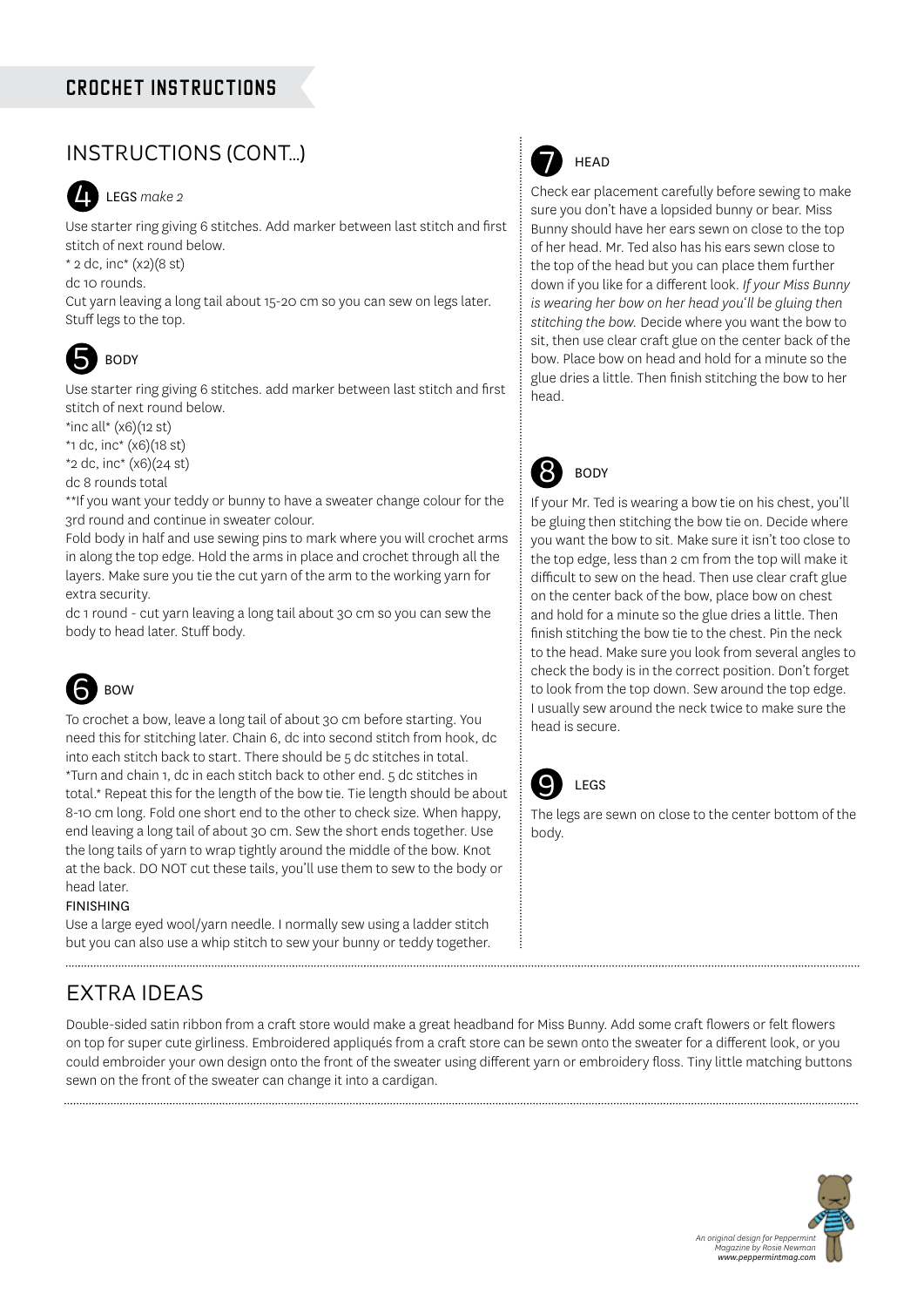## INSTRUCTIONS (CONT...)

### 4 LEGS *make 2*

Use starter ring giving 6 stitches. Add marker between last stitch and first stitch of next round below.

* 2 dc, inc* (x2)(8 st)

dc 10 rounds.

Cut yarn leaving a long tail about 15-20 cm so you can sew on legs later. Stuff legs to the top.

### 5 BODY

Use starter ring giving 6 stitches. add marker between last stitch and first stitch of next round below.

*inc all* (x6)(12 st)

*1 dc, inc* (x6)(18 st)

*2 dc, inc* (x6)(24 st)

dc 8 rounds total

**If you want your teddy or bunny to have a sweater change colour for the 3rd round and continue in sweater colour.

Fold body in half and use sewing pins to mark where you will crochet arms in along the top edge. Hold the arms in place and crochet through all the layers. Make sure you tie the cut yarn of the arm to the working yarn for extra security.

dc 1 round - cut yarn leaving a long tail about 30 cm so you can sew the body to head later. Stuff body.

### 6 BOW

To crochet a bow, leave a long tail of about 30 cm before starting. You need this for stitching later. Chain 6, dc into second stitch from hook, dc into each stitch back to start. There should be 5 dc stitches in total. *Turn and chain 1, dc in each stitch back to other end. 5 dc stitches in total.* Repeat this for the length of the bow tie. Tie length should be about 8-10 cm long. Fold one short end to the other to check size. When happy, end leaving a long tail of about 30 cm. Sew the short ends together. Use the long tails of yarn to wrap tightly around the middle of the bow. Knot at the back. DO NOT cut these tails, you'll use them to sew to the body or head later.

FINISHING

Use a large eyed wool/yarn needle. I normally sew using a ladder stitch but you can also use a whip stitch to sew your bunny or teddy together.

### 7 HEAD

Check ear placement carefully before sewing to make sure you don't have a lopsided bunny or bear. Miss Bunny should have her ears sewn on close to the top of her head. Mr. Ted also has his ears sewn close to the top of the head but you can place them further down if you like for a different look. *If your Miss Bunny is wearing her bow on her head you'll be gluing then stitching the bow.* Decide where you want the bow to sit, then use clear craft glue on the center back of the bow. Place bow on head and hold for a minute so the glue dries a little. Then finish stitching the bow to her head.

### 8 BODY

If your Mr. Ted is wearing a bow tie on his chest, you'll be gluing then stitching the bow tie on. Decide where you want the bow to sit. Make sure it isn't too close to the top edge, less than 2 cm from the top will make it difficult to sew on the head. Then use clear craft glue on the center back of the bow, place bow on chest and hold for a minute so the glue dries a little. Then finish stitching the bow tie to the chest. Pin the neck to the head. Make sure you look from several angles to check the body is in the correct position. Don't forget to look from the top down. Sew around the top edge. I usually sew around the neck twice to make sure the head is secure.

### 9 LEGS

The legs are sewn on close to the center bottom of the body.

## EXTRA IDEAS

Double-sided satin ribbon from a craft store would make a great headband for Miss Bunny. Add some craft flowers or felt flowers on top for super cute girliness. Embroidered appliqués from a craft store can be sewn onto the sweater for a different look, or you could embroider your own design onto the front of the sweater using different yarn or embroidery floss. Tiny little matching buttons sewn on the front of the sweater can change it into a cardigan.

*An original design for Peppermint Magazine by Rosie Newman*
*www.peppermintmag.com*